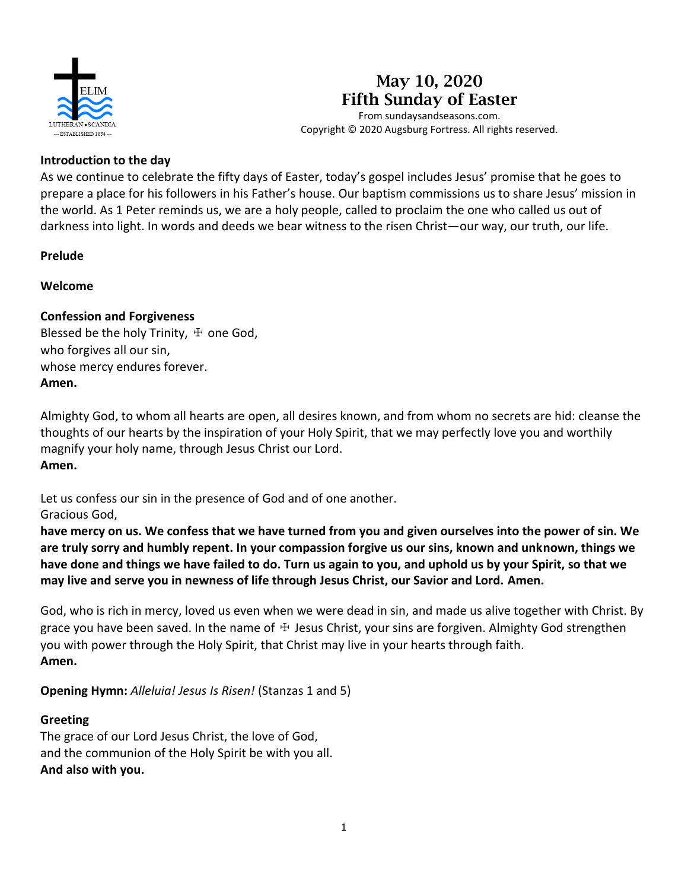# May 10, 2020
# Fifth Sunday of Easter

From sundaysandseasons.com.
Copyright © 2020 Augsburg Fortress. All rights reserved.

**Introduction to the day**

As we continue to celebrate the fifty days of Easter, today's gospel includes Jesus' promise that he goes to prepare a place for his followers in his Father's house. Our baptism commissions us to share Jesus' mission in the world. As 1 Peter reminds us, we are a holy people, called to proclaim the one who called us out of darkness into light. In words and deeds we bear witness to the risen Christ—our way, our truth, our life.

**Prelude**

**Welcome**

**Confession and Forgiveness**

Blessed be the holy Trinity, ☩ one God,
who forgives all our sin,
whose mercy endures forever.
**Amen.**

Almighty God, to whom all hearts are open, all desires known, and from whom no secrets are hid: cleanse the thoughts of our hearts by the inspiration of your Holy Spirit, that we may perfectly love you and worthily magnify your holy name, through Jesus Christ our Lord.
**Amen.**

Let us confess our sin in the presence of God and of one another.
Gracious God,
**have mercy on us. We confess that we have turned from you and given ourselves into the power of sin. We are truly sorry and humbly repent. In your compassion forgive us our sins, known and unknown, things we have done and things we have failed to do. Turn us again to you, and uphold us by your Spirit, so that we may live and serve you in newness of life through Jesus Christ, our Savior and Lord. Amen.**

God, who is rich in mercy, loved us even when we were dead in sin, and made us alive together with Christ. By grace you have been saved. In the name of ☩ Jesus Christ, your sins are forgiven. Almighty God strengthen you with power through the Holy Spirit, that Christ may live in your hearts through faith.
**Amen.**

**Opening Hymn:** *Alleluia! Jesus Is Risen!* (Stanzas 1 and 5)

**Greeting**

The grace of our Lord Jesus Christ, the love of God,
and the communion of the Holy Spirit be with you all.
**And also with you.**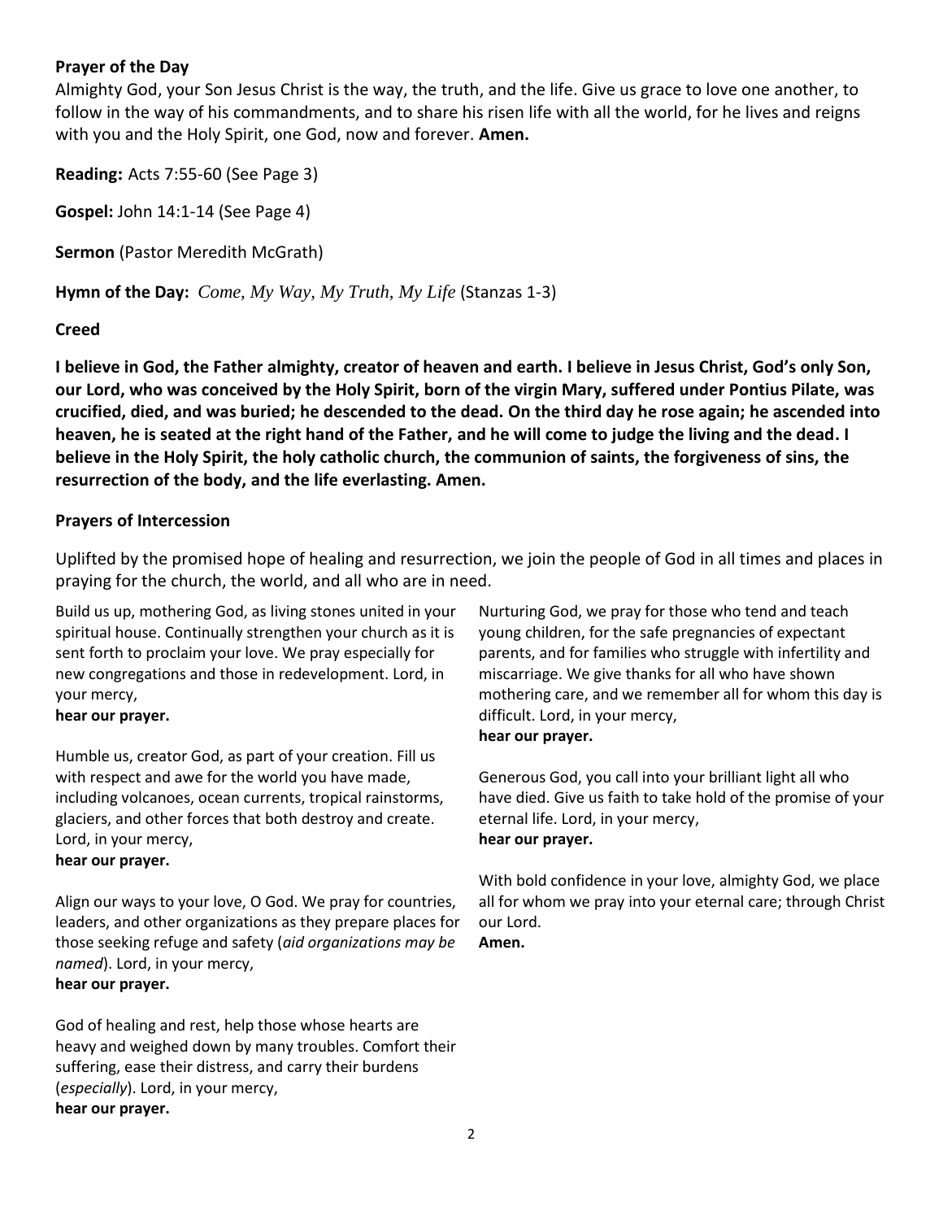**Prayer of the Day**

Almighty God, your Son Jesus Christ is the way, the truth, and the life. Give us grace to love one another, to follow in the way of his commandments, and to share his risen life with all the world, for he lives and reigns with you and the Holy Spirit, one God, now and forever. **Amen.**

**Reading:** Acts 7:55-60 (See Page 3)

**Gospel:** John 14:1-14 (See Page 4)

**Sermon** (Pastor Meredith McGrath)

**Hymn of the Day:** *Come, My Way, My Truth, My Life* (Stanzas 1-3)

**Creed**

**I believe in God, the Father almighty, creator of heaven and earth. I believe in Jesus Christ, God's only Son, our Lord, who was conceived by the Holy Spirit, born of the virgin Mary, suffered under Pontius Pilate, was crucified, died, and was buried; he descended to the dead. On the third day he rose again; he ascended into heaven, he is seated at the right hand of the Father, and he will come to judge the living and the dead. I believe in the Holy Spirit, the holy catholic church, the communion of saints, the forgiveness of sins, the resurrection of the body, and the life everlasting. Amen.**

**Prayers of Intercession**

Uplifted by the promised hope of healing and resurrection, we join the people of God in all times and places in praying for the church, the world, and all who are in need.

Build us up, mothering God, as living stones united in your spiritual house. Continually strengthen your church as it is sent forth to proclaim your love. We pray especially for new congregations and those in redevelopment. Lord, in your mercy,
**hear our prayer.**

Humble us, creator God, as part of your creation. Fill us with respect and awe for the world you have made, including volcanoes, ocean currents, tropical rainstorms, glaciers, and other forces that both destroy and create. Lord, in your mercy,
**hear our prayer.**

Align our ways to your love, O God. We pray for countries, leaders, and other organizations as they prepare places for those seeking refuge and safety (*aid organizations may be named*). Lord, in your mercy,
**hear our prayer.**

God of healing and rest, help those whose hearts are heavy and weighed down by many troubles. Comfort their suffering, ease their distress, and carry their burdens (*especially*). Lord, in your mercy,
**hear our prayer.**

Nurturing God, we pray for those who tend and teach young children, for the safe pregnancies of expectant parents, and for families who struggle with infertility and miscarriage. We give thanks for all who have shown mothering care, and we remember all for whom this day is difficult. Lord, in your mercy,
**hear our prayer.**

Generous God, you call into your brilliant light all who have died. Give us faith to take hold of the promise of your eternal life. Lord, in your mercy,
**hear our prayer.**

With bold confidence in your love, almighty God, we place all for whom we pray into your eternal care; through Christ our Lord.
**Amen.**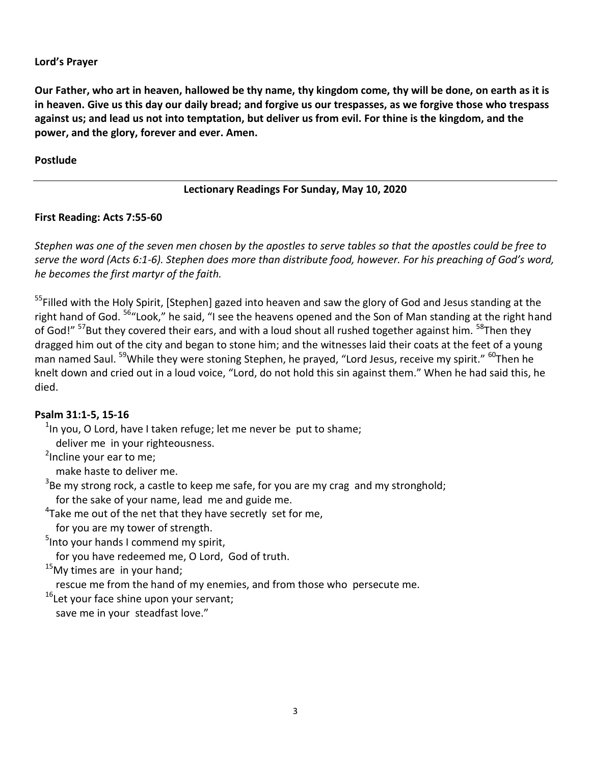**Lord's Prayer**

**Our Father, who art in heaven, hallowed be thy name, thy kingdom come, thy will be done, on earth as it is in heaven. Give us this day our daily bread; and forgive us our trespasses, as we forgive those who trespass against us; and lead us not into temptation, but deliver us from evil. For thine is the kingdom, and the power, and the glory, forever and ever. Amen.**

**Postlude**

---

**Lectionary Readings For Sunday, May 10, 2020**

**First Reading: Acts 7:55-60**

*Stephen was one of the seven men chosen by the apostles to serve tables so that the apostles could be free to serve the word (Acts 6:1-6). Stephen does more than distribute food, however. For his preaching of God's word, he becomes the first martyr of the faith.*

[55]Filled with the Holy Spirit, [Stephen] gazed into heaven and saw the glory of God and Jesus standing at the right hand of God. [56]"Look," he said, "I see the heavens opened and the Son of Man standing at the right hand of God!" [57]But they covered their ears, and with a loud shout all rushed together against him. [58]Then they dragged him out of the city and began to stone him; and the witnesses laid their coats at the feet of a young man named Saul. [59]While they were stoning Stephen, he prayed, "Lord Jesus, receive my spirit." [60]Then he knelt down and cried out in a loud voice, "Lord, do not hold this sin against them." When he had said this, he died.

**Psalm 31:1-5, 15-16**

[1]In you, O Lord, have I taken refuge; let me never be put to shame;
deliver me in your righteousness.
[2]Incline your ear to me;
make haste to deliver me.
[3]Be my strong rock, a castle to keep me safe, for you are my crag and my stronghold;
for the sake of your name, lead me and guide me.
[4]Take me out of the net that they have secretly set for me,
for you are my tower of strength.
[5]Into your hands I commend my spirit,
for you have redeemed me, O Lord, God of truth.
[15]My times are in your hand;
rescue me from the hand of my enemies, and from those who persecute me.
[16]Let your face shine upon your servant;
save me in your steadfast love."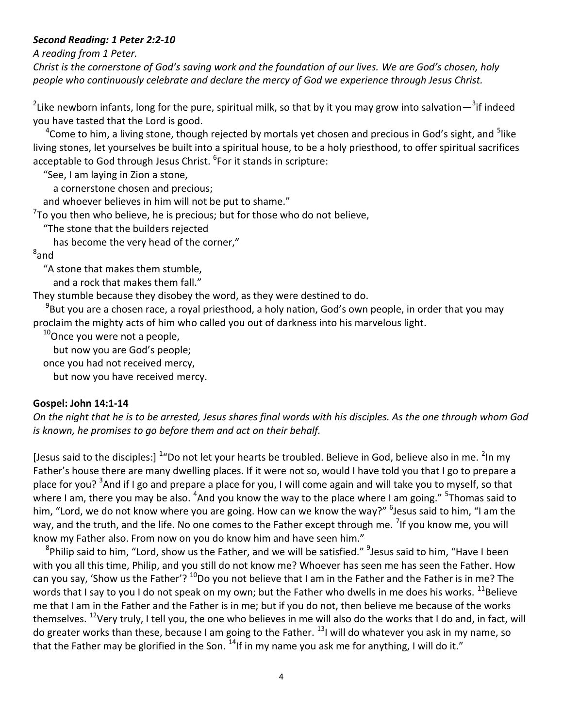***Second Reading: 1 Peter 2:2-10***

*A reading from 1 Peter.*

*Christ is the cornerstone of God's saving work and the foundation of our lives. We are God's chosen, holy people who continuously celebrate and declare the mercy of God we experience through Jesus Christ.*

[2]Like newborn infants, long for the pure, spiritual milk, so that by it you may grow into salvation—[3]if indeed you have tasted that the Lord is good.

[4]Come to him, a living stone, though rejected by mortals yet chosen and precious in God's sight, and [5]like living stones, let yourselves be built into a spiritual house, to be a holy priesthood, to offer spiritual sacrifices acceptable to God through Jesus Christ. [6]For it stands in scripture:

"See, I am laying in Zion a stone,
a cornerstone chosen and precious;
and whoever believes in him will not be put to shame."

[7]To you then who believe, he is precious; but for those who do not believe,

"The stone that the builders rejected
has become the very head of the corner,"

[8]and

"A stone that makes them stumble,
and a rock that makes them fall."

They stumble because they disobey the word, as they were destined to do.

[9]But you are a chosen race, a royal priesthood, a holy nation, God's own people, in order that you may proclaim the mighty acts of him who called you out of darkness into his marvelous light.

[10]Once you were not a people,
but now you are God's people;
once you had not received mercy,
but now you have received mercy.

**Gospel: John 14:1-14**

*On the night that he is to be arrested, Jesus shares final words with his disciples. As the one through whom God is known, he promises to go before them and act on their behalf.*

[Jesus said to the disciples:] [1]"Do not let your hearts be troubled. Believe in God, believe also in me. [2]In my Father's house there are many dwelling places. If it were not so, would I have told you that I go to prepare a place for you? [3]And if I go and prepare a place for you, I will come again and will take you to myself, so that where I am, there you may be also. [4]And you know the way to the place where I am going." [5]Thomas said to him, "Lord, we do not know where you are going. How can we know the way?" [6]Jesus said to him, "I am the way, and the truth, and the life. No one comes to the Father except through me. [7]If you know me, you will know my Father also. From now on you do know him and have seen him."

[8]Philip said to him, "Lord, show us the Father, and we will be satisfied." [9]Jesus said to him, "Have I been with you all this time, Philip, and you still do not know me? Whoever has seen me has seen the Father. How can you say, 'Show us the Father'? [10]Do you not believe that I am in the Father and the Father is in me? The words that I say to you I do not speak on my own; but the Father who dwells in me does his works. [11]Believe me that I am in the Father and the Father is in me; but if you do not, then believe me because of the works themselves. [12]Very truly, I tell you, the one who believes in me will also do the works that I do and, in fact, will do greater works than these, because I am going to the Father. [13]I will do whatever you ask in my name, so that the Father may be glorified in the Son. [14]If in my name you ask me for anything, I will do it."